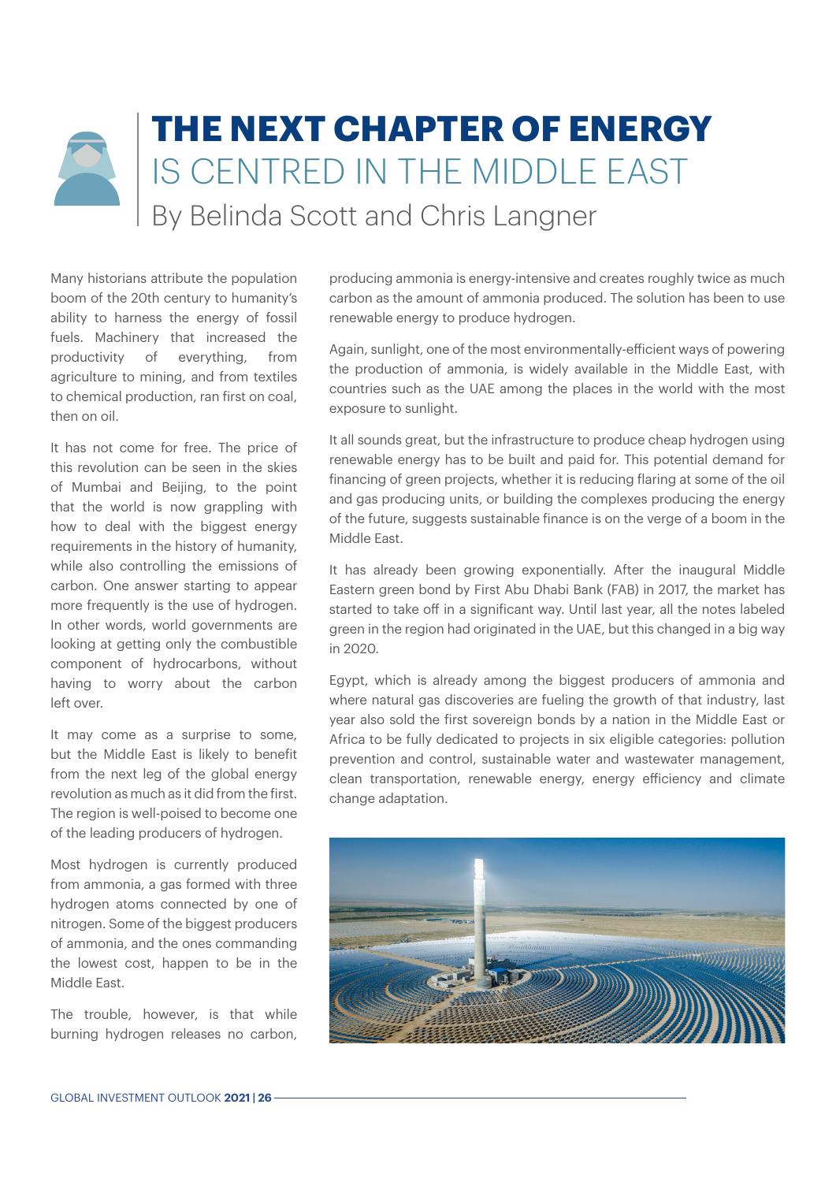# THE NEXT CHAPTER OF ENERGY IS CENTRED IN THE MIDDLE EAST

By Belinda Scott and Chris Langner

Many historians attribute the population boom of the 20th century to humanity's ability to harness the energy of fossil fuels. Machinery that increased the productivity of everything, from agriculture to mining, and from textiles to chemical production, ran first on coal, then on oil.

It has not come for free. The price of this revolution can be seen in the skies of Mumbai and Beijing, to the point that the world is now grappling with how to deal with the biggest energy requirements in the history of humanity, while also controlling the emissions of carbon. One answer starting to appear more frequently is the use of hydrogen. In other words, world governments are looking at getting only the combustible component of hydrocarbons, without having to worry about the carbon left over.

It may come as a surprise to some, but the Middle East is likely to benefit from the next leg of the global energy revolution as much as it did from the first. The region is well-poised to become one of the leading producers of hydrogen.

Most hydrogen is currently produced from ammonia, a gas formed with three hydrogen atoms connected by one of nitrogen. Some of the biggest producers of ammonia, and the ones commanding the lowest cost, happen to be in the Middle East.

The trouble, however, is that while burning hydrogen releases no carbon, producing ammonia is energy-intensive and creates roughly twice as much carbon as the amount of ammonia produced. The solution has been to use renewable energy to produce hydrogen.

Again, sunlight, one of the most environmentally-efficient ways of powering the production of ammonia, is widely available in the Middle East, with countries such as the UAE among the places in the world with the most exposure to sunlight.

It all sounds great, but the infrastructure to produce cheap hydrogen using renewable energy has to be built and paid for. This potential demand for financing of green projects, whether it is reducing flaring at some of the oil and gas producing units, or building the complexes producing the energy of the future, suggests sustainable finance is on the verge of a boom in the Middle East.

It has already been growing exponentially. After the inaugural Middle Eastern green bond by First Abu Dhabi Bank (FAB) in 2017, the market has started to take off in a significant way. Until last year, all the notes labeled green in the region had originated in the UAE, but this changed in a big way in 2020.

Egypt, which is already among the biggest producers of ammonia and where natural gas discoveries are fueling the growth of that industry, last year also sold the first sovereign bonds by a nation in the Middle East or Africa to be fully dedicated to projects in six eligible categories: pollution prevention and control, sustainable water and wastewater management, clean transportation, renewable energy, energy efficiency and climate change adaptation.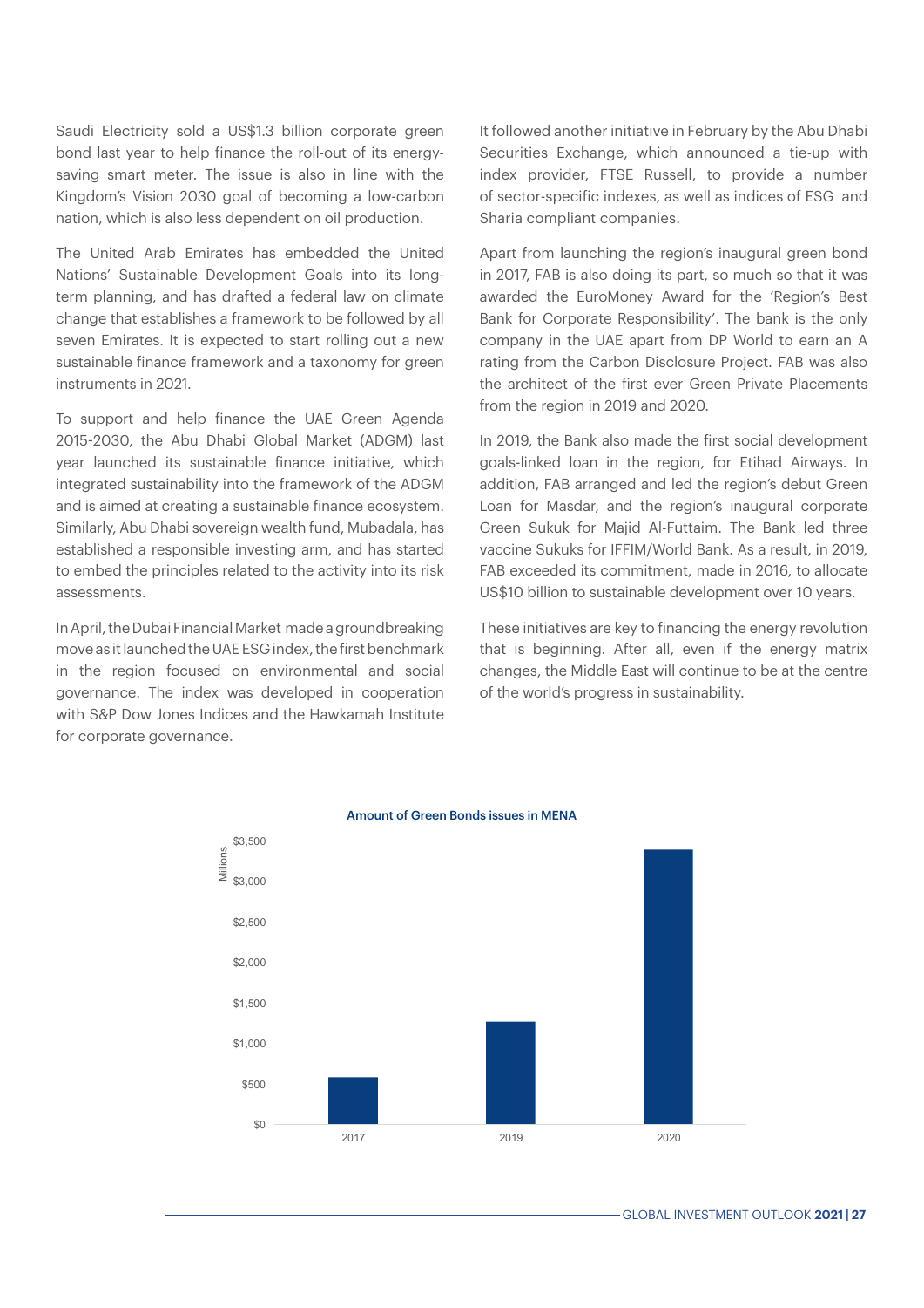Saudi Electricity sold a US$1.3 billion corporate green bond last year to help finance the roll-out of its energy-saving smart meter. The issue is also in line with the Kingdom's Vision 2030 goal of becoming a low-carbon nation, which is also less dependent on oil production.

The United Arab Emirates has embedded the United Nations' Sustainable Development Goals into its long-term planning, and has drafted a federal law on climate change that establishes a framework to be followed by all seven Emirates. It is expected to start rolling out a new sustainable finance framework and a taxonomy for green instruments in 2021.

To support and help finance the UAE Green Agenda 2015-2030, the Abu Dhabi Global Market (ADGM) last year launched its sustainable finance initiative, which integrated sustainability into the framework of the ADGM and is aimed at creating a sustainable finance ecosystem. Similarly, Abu Dhabi sovereign wealth fund, Mubadala, has established a responsible investing arm, and has started to embed the principles related to the activity into its risk assessments.

In April, the Dubai Financial Market made a groundbreaking move as it launched the UAE ESG index, the first benchmark in the region focused on environmental and social governance. The index was developed in cooperation with S&P Dow Jones Indices and the Hawkamah Institute for corporate governance.

It followed another initiative in February by the Abu Dhabi Securities Exchange, which announced a tie-up with index provider, FTSE Russell, to provide a number of sector-specific indexes, as well as indices of ESG and Sharia compliant companies.

Apart from launching the region's inaugural green bond in 2017, FAB is also doing its part, so much so that it was awarded the EuroMoney Award for the 'Region's Best Bank for Corporate Responsibility'. The bank is the only company in the UAE apart from DP World to earn an A rating from the Carbon Disclosure Project. FAB was also the architect of the first ever Green Private Placements from the region in 2019 and 2020.

In 2019, the Bank also made the first social development goals-linked loan in the region, for Etihad Airways. In addition, FAB arranged and led the region's debut Green Loan for Masdar, and the region's inaugural corporate Green Sukuk for Majid Al-Futtaim. The Bank led three vaccine Sukuks for IFFIM/World Bank. As a result, in 2019, FAB exceeded its commitment, made in 2016, to allocate US$10 billion to sustainable development over 10 years.

These initiatives are key to financing the energy revolution that is beginning. After all, even if the energy matrix changes, the Middle East will continue to be at the centre of the world's progress in sustainability.

Amount of Green Bonds issues in MENA

Millions

$3,500
$3,000
$2,500
$2,000
$1,500
$1,000
$500
$0

2017
2019
2020